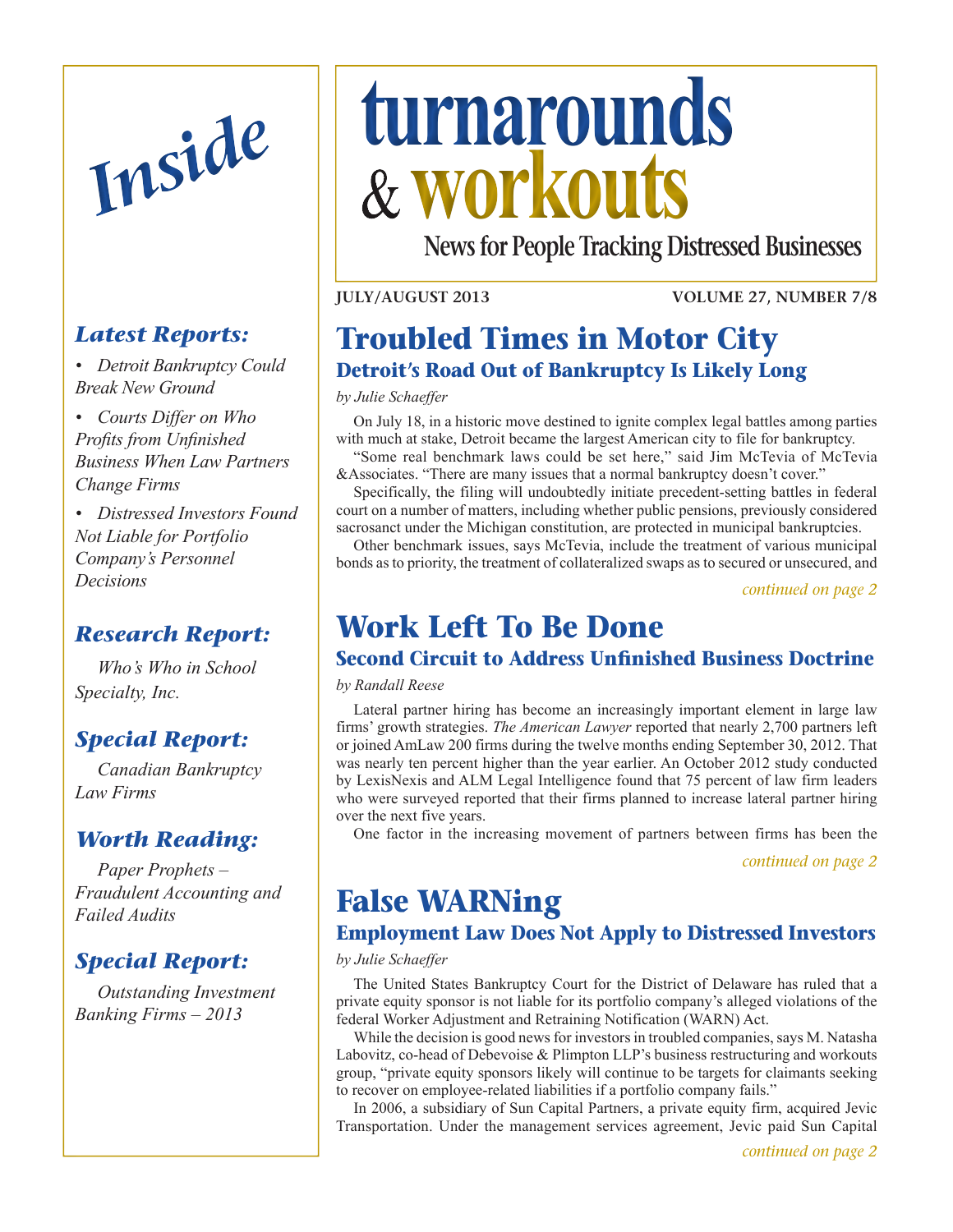# turnarounds & workouts

**News for People Tracking Distressed Businesses**

**JULY/AUGUST 2013** **VOLUME 27, NUMBER 7/8**

## Inside

### *Latest Reports:*

- *Detroit Bankruptcy Could Break New Ground*
- *Courts Differ on Who Profits from Unfinished Business When Law Partners Change Firms*
- *Distressed Investors Found Not Liable for Portfolio Company's Personnel Decisions*

### *Research Report:*

*Who's Who in School Specialty, Inc.*

### *Special Report:*

*Canadian Bankruptcy Law Firms*

### *Worth Reading:*

*Paper Prophets – Fraudulent Accounting and Failed Audits*

### *Special Report:*

*Outstanding Investment Banking Firms – 2013*

## Troubled Times in Motor City

### Detroit's Road Out of Bankruptcy Is Likely Long

*by Julie Schaeffer*

On July 18, in a historic move destined to ignite complex legal battles among parties with much at stake, Detroit became the largest American city to file for bankruptcy.

"Some real benchmark laws could be set here," said Jim McTevia of McTevia &Associates. "There are many issues that a normal bankruptcy doesn't cover."

Specifically, the filing will undoubtedly initiate precedent-setting battles in federal court on a number of matters, including whether public pensions, previously considered sacrosanct under the Michigan constitution, are protected in municipal bankruptcies.

Other benchmark issues, says McTevia, include the treatment of various municipal bonds as to priority, the treatment of collateralized swaps as to secured or unsecured, and

*continued on page 2*

## Work Left To Be Done

### Second Circuit to Address Unfinished Business Doctrine

*by Randall Reese*

Lateral partner hiring has become an increasingly important element in large law firms' growth strategies. *The American Lawyer* reported that nearly 2,700 partners left or joined AmLaw 200 firms during the twelve months ending September 30, 2012. That was nearly ten percent higher than the year earlier. An October 2012 study conducted by LexisNexis and ALM Legal Intelligence found that 75 percent of law firm leaders who were surveyed reported that their firms planned to increase lateral partner hiring over the next five years.

One factor in the increasing movement of partners between firms has been the

*continued on page 2*

## False WARNing

### Employment Law Does Not Apply to Distressed Investors

*by Julie Schaeffer*

The United States Bankruptcy Court for the District of Delaware has ruled that a private equity sponsor is not liable for its portfolio company's alleged violations of the federal Worker Adjustment and Retraining Notification (WARN) Act.

While the decision is good news for investors in troubled companies, says M. Natasha Labovitz, co-head of Debevoise & Plimpton LLP's business restructuring and workouts group, "private equity sponsors likely will continue to be targets for claimants seeking to recover on employee-related liabilities if a portfolio company fails."

In 2006, a subsidiary of Sun Capital Partners, a private equity firm, acquired Jevic Transportation. Under the management services agreement, Jevic paid Sun Capital

*continued on page 2*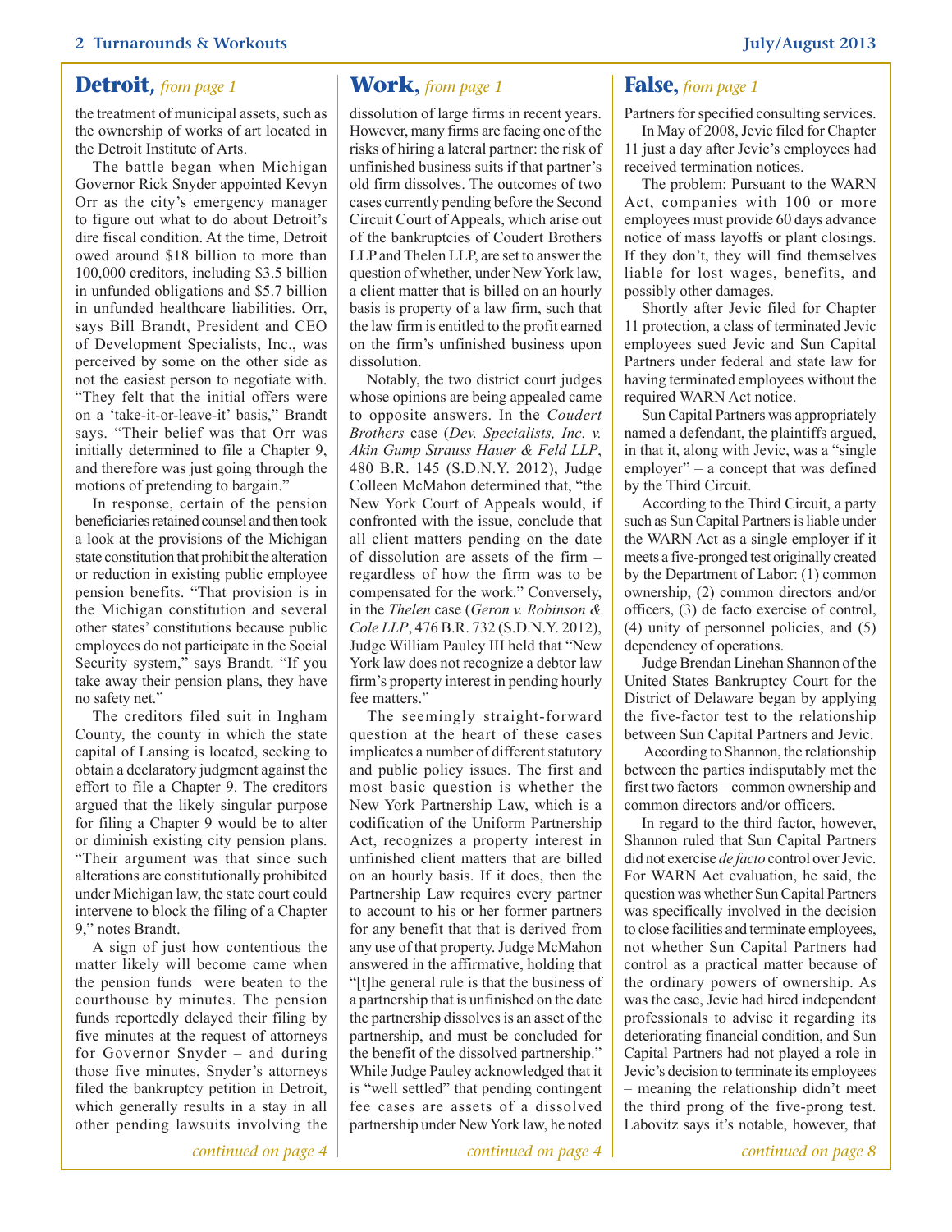## Detroit, *from page 1*

the treatment of municipal assets, such as the ownership of works of art located in the Detroit Institute of Arts.

The battle began when Michigan Governor Rick Snyder appointed Kevyn Orr as the city's emergency manager to figure out what to do about Detroit's dire fiscal condition. At the time, Detroit owed around $18 billion to more than 100,000 creditors, including $3.5 billion in unfunded obligations and $5.7 billion in unfunded healthcare liabilities. Orr, says Bill Brandt, President and CEO of Development Specialists, Inc., was perceived by some on the other side as not the easiest person to negotiate with. "They felt that the initial offers were on a 'take-it-or-leave-it' basis," Brandt says. "Their belief was that Orr was initially determined to file a Chapter 9, and therefore was just going through the motions of pretending to bargain."

In response, certain of the pension beneficiaries retained counsel and then took a look at the provisions of the Michigan state constitution that prohibit the alteration or reduction in existing public employee pension benefits. "That provision is in the Michigan constitution and several other states' constitutions because public employees do not participate in the Social Security system," says Brandt. "If you take away their pension plans, they have no safety net."

The creditors filed suit in Ingham County, the county in which the state capital of Lansing is located, seeking to obtain a declaratory judgment against the effort to file a Chapter 9. The creditors argued that the likely singular purpose for filing a Chapter 9 would be to alter or diminish existing city pension plans. "Their argument was that since such alterations are constitutionally prohibited under Michigan law, the state court could intervene to block the filing of a Chapter 9," notes Brandt.

A sign of just how contentious the matter likely will become came when the pension funds were beaten to the courthouse by minutes. The pension funds reportedly delayed their filing by five minutes at the request of attorneys for Governor Snyder – and during those five minutes, Snyder's attorneys filed the bankruptcy petition in Detroit, which generally results in a stay in all other pending lawsuits involving the

*continued on page 4*

## Work, *from page 1*

dissolution of large firms in recent years. However, many firms are facing one of the risks of hiring a lateral partner: the risk of unfinished business suits if that partner's old firm dissolves. The outcomes of two cases currently pending before the Second Circuit Court of Appeals, which arise out of the bankruptcies of Coudert Brothers LLP and Thelen LLP, are set to answer the question of whether, under New York law, a client matter that is billed on an hourly basis is property of a law firm, such that the law firm is entitled to the profit earned on the firm's unfinished business upon dissolution.

Notably, the two district court judges whose opinions are being appealed came to opposite answers. In the *Coudert Brothers* case (*Dev. Specialists, Inc. v. Akin Gump Strauss Hauer & Feld LLP*, 480 B.R. 145 (S.D.N.Y. 2012), Judge Colleen McMahon determined that, "the New York Court of Appeals would, if confronted with the issue, conclude that all client matters pending on the date of dissolution are assets of the firm – regardless of how the firm was to be compensated for the work." Conversely, in the *Thelen* case (*Geron v. Robinson & Cole LLP*, 476 B.R. 732 (S.D.N.Y. 2012), Judge William Pauley III held that "New York law does not recognize a debtor law firm's property interest in pending hourly fee matters."

The seemingly straight-forward question at the heart of these cases implicates a number of different statutory and public policy issues. The first and most basic question is whether the New York Partnership Law, which is a codification of the Uniform Partnership Act, recognizes a property interest in unfinished client matters that are billed on an hourly basis. If it does, then the Partnership Law requires every partner to account to his or her former partners for any benefit that that is derived from any use of that property. Judge McMahon answered in the affirmative, holding that "[t]he general rule is that the business of a partnership that is unfinished on the date the partnership dissolves is an asset of the partnership, and must be concluded for the benefit of the dissolved partnership." While Judge Pauley acknowledged that it is "well settled" that pending contingent fee cases are assets of a dissolved partnership under New York law, he noted

*continued on page 4*

## False, *from page 1*

Partners for specified consulting services.

In May of 2008, Jevic filed for Chapter 11 just a day after Jevic's employees had received termination notices.

The problem: Pursuant to the WARN Act, companies with 100 or more employees must provide 60 days advance notice of mass layoffs or plant closings. If they don't, they will find themselves liable for lost wages, benefits, and possibly other damages.

Shortly after Jevic filed for Chapter 11 protection, a class of terminated Jevic employees sued Jevic and Sun Capital Partners under federal and state law for having terminated employees without the required WARN Act notice.

Sun Capital Partners was appropriately named a defendant, the plaintiffs argued, in that it, along with Jevic, was a "single employer" – a concept that was defined by the Third Circuit.

According to the Third Circuit, a party such as Sun Capital Partners is liable under the WARN Act as a single employer if it meets a five-pronged test originally created by the Department of Labor: (1) common ownership, (2) common directors and/or officers, (3) de facto exercise of control, (4) unity of personnel policies, and (5) dependency of operations.

Judge Brendan Linehan Shannon of the United States Bankruptcy Court for the District of Delaware began by applying the five-factor test to the relationship between Sun Capital Partners and Jevic.

According to Shannon, the relationship between the parties indisputably met the first two factors – common ownership and common directors and/or officers.

In regard to the third factor, however, Shannon ruled that Sun Capital Partners did not exercise *de facto* control over Jevic. For WARN Act evaluation, he said, the question was whether Sun Capital Partners was specifically involved in the decision to close facilities and terminate employees, not whether Sun Capital Partners had control as a practical matter because of the ordinary powers of ownership. As was the case, Jevic had hired independent professionals to advise it regarding its deteriorating financial condition, and Sun Capital Partners had not played a role in Jevic's decision to terminate its employees – meaning the relationship didn't meet the third prong of the five-prong test. Labovitz says it's notable, however, that

*continued on page 8*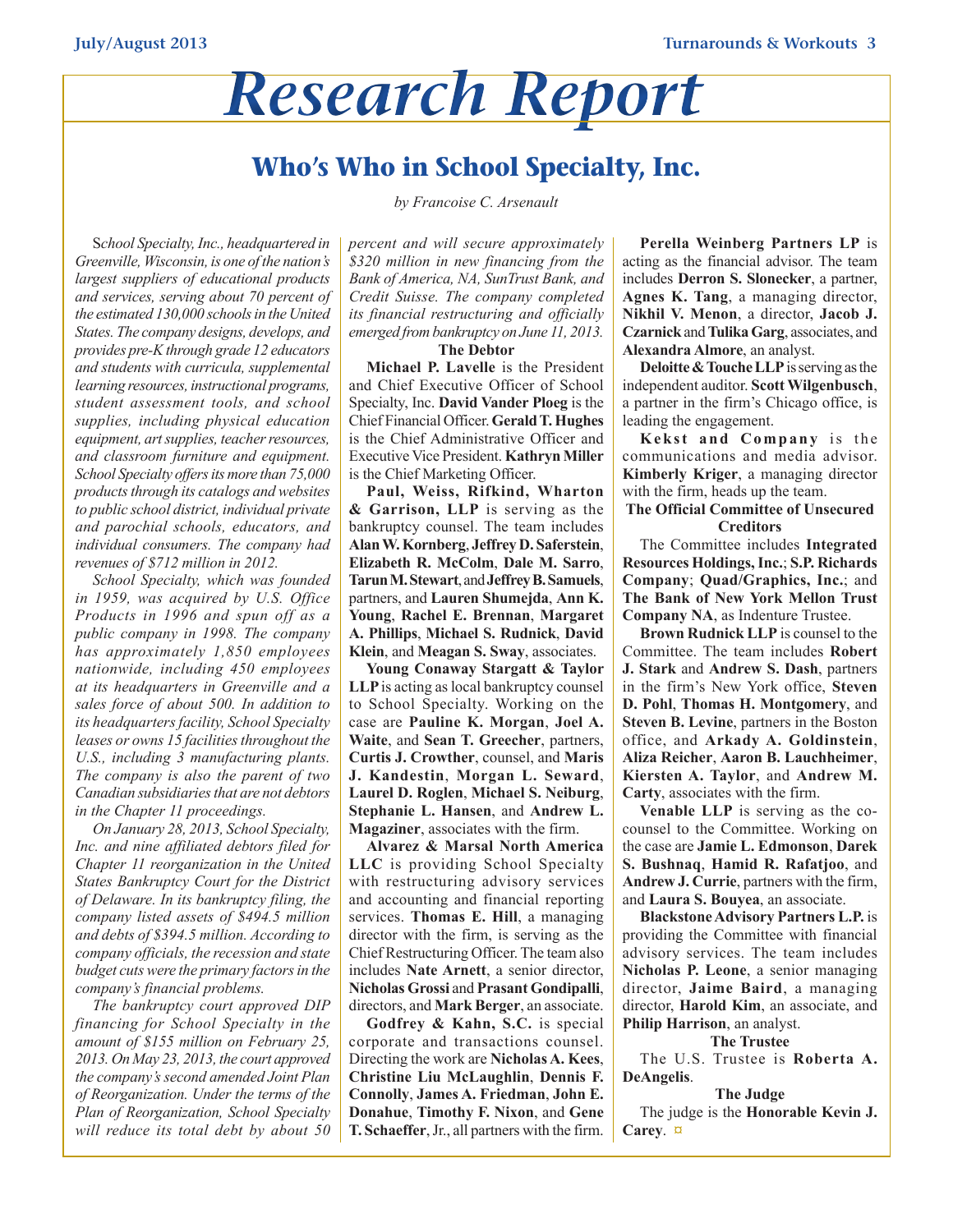# Research Report

## Who's Who in School Specialty, Inc.

*by Francoise C. Arsenault*

*School Specialty, Inc., headquartered in Greenville, Wisconsin, is one of the nation's largest suppliers of educational products and services, serving about 70 percent of the estimated 130,000 schools in the United States. The company designs, develops, and provides pre-K through grade 12 educators and students with curricula, supplemental learning resources, instructional programs, student assessment tools, and school supplies, including physical education equipment, art supplies, teacher resources, and classroom furniture and equipment. School Specialty offers its more than 75,000 products through its catalogs and websites to public school district, individual private and parochial schools, educators, and individual consumers. The company had revenues of $712 million in 2012.*

*School Specialty, which was founded in 1959, was acquired by U.S. Office Products in 1996 and spun off as a public company in 1998. The company has approximately 1,850 employees nationwide, including 450 employees at its headquarters in Greenville and a sales force of about 500. In addition to its headquarters facility, School Specialty leases or owns 15 facilities throughout the U.S., including 3 manufacturing plants. The company is also the parent of two Canadian subsidiaries that are not debtors in the Chapter 11 proceedings.*

*On January 28, 2013, School Specialty, Inc. and nine affiliated debtors filed for Chapter 11 reorganization in the United States Bankruptcy Court for the District of Delaware. In its bankruptcy filing, the company listed assets of $494.5 million and debts of $394.5 million. According to company officials, the recession and state budget cuts were the primary factors in the company's financial problems.*

*The bankruptcy court approved DIP financing for School Specialty in the amount of $155 million on February 25, 2013. On May 23, 2013, the court approved the company's second amended Joint Plan of Reorganization. Under the terms of the Plan of Reorganization, School Specialty will reduce its total debt by about 50 percent and will secure approximately $320 million in new financing from the Bank of America, NA, SunTrust Bank, and Credit Suisse. The company completed its financial restructuring and officially emerged from bankruptcy on June 11, 2013.*

### The Debtor

**Michael P. Lavelle** is the President and Chief Executive Officer of School Specialty, Inc. **David Vander Ploeg** is the Chief Financial Officer. **Gerald T. Hughes** is the Chief Administrative Officer and Executive Vice President. **Kathryn Miller** is the Chief Marketing Officer.

**Paul, Weiss, Rifkind, Wharton & Garrison, LLP** is serving as the bankruptcy counsel. The team includes **Alan W. Kornberg**, **Jeffrey D. Saferstein**, **Elizabeth R. McColm**, **Dale M. Sarro**, **Tarun M. Stewart**, and **Jeffrey B. Samuels**, partners, and **Lauren Shumejda**, **Ann K. Young**, **Rachel E. Brennan**, **Margaret A. Phillips**, **Michael S. Rudnick**, **David Klein**, and **Meagan S. Sway**, associates.

**Young Conaway Stargatt & Taylor LLP** is acting as local bankruptcy counsel to School Specialty. Working on the case are **Pauline K. Morgan**, **Joel A. Waite**, and **Sean T. Greecher**, partners, **Curtis J. Crowther**, counsel, and **Maris J. Kandestin**, **Morgan L. Seward**, **Laurel D. Roglen**, **Michael S. Neiburg**, **Stephanie L. Hansen**, and **Andrew L. Magaziner**, associates with the firm.

**Alvarez & Marsal North America LLC** is providing School Specialty with restructuring advisory services and accounting and financial reporting services. **Thomas E. Hill**, a managing director with the firm, is serving as the Chief Restructuring Officer. The team also includes **Nate Arnett**, a senior director, **Nicholas Grossi** and **Prasant Gondipalli**, directors, and **Mark Berger**, an associate.

**Godfrey & Kahn, S.C.** is special corporate and transactions counsel. Directing the work are **Nicholas A. Kees**, **Christine Liu McLaughlin**, **Dennis F. Connolly**, **James A. Friedman**, **John E. Donahue**, **Timothy F. Nixon**, and **Gene T. Schaeffer**, Jr., all partners with the firm.

**Perella Weinberg Partners LP** is acting as the financial advisor. The team includes **Derron S. Slonecker**, a partner, **Agnes K. Tang**, a managing director, **Nikhil V. Menon**, a director, **Jacob J. Czarnick** and **Tulika Garg**, associates, and **Alexandra Almore**, an analyst.

**Deloitte & Touche LLP** is serving as the independent auditor. **Scott Wilgenbusch**, a partner in the firm's Chicago office, is leading the engagement.

**Kekst and Company** is the communications and media advisor. **Kimberly Kriger**, a managing director with the firm, heads up the team.

### The Official Committee of Unsecured Creditors

The Committee includes **Integrated Resources Holdings, Inc.**; **S.P. Richards Company**; **Quad/Graphics, Inc.**; and **The Bank of New York Mellon Trust Company NA**, as Indenture Trustee.

**Brown Rudnick LLP** is counsel to the Committee. The team includes **Robert J. Stark** and **Andrew S. Dash**, partners in the firm's New York office, **Steven D. Pohl**, **Thomas H. Montgomery**, and **Steven B. Levine**, partners in the Boston office, and **Arkady A. Goldinstein**, **Aliza Reicher**, **Aaron B. Lauchheimer**, **Kiersten A. Taylor**, and **Andrew M. Carty**, associates with the firm.

**Venable LLP** is serving as the co-counsel to the Committee. Working on the case are **Jamie L. Edmonson**, **Darek S. Bushnaq**, **Hamid R. Rafatjoo**, and **Andrew J. Currie**, partners with the firm, and **Laura S. Bouyea**, an associate.

**Blackstone Advisory Partners L.P.** is providing the Committee with financial advisory services. The team includes **Nicholas P. Leone**, a senior managing director, **Jaime Baird**, a managing director, **Harold Kim**, an associate, and **Philip Harrison**, an analyst.

### The Trustee

The U.S. Trustee is **Roberta A. DeAngelis**.

### The Judge

The judge is the **Honorable Kevin J. Carey**. ¤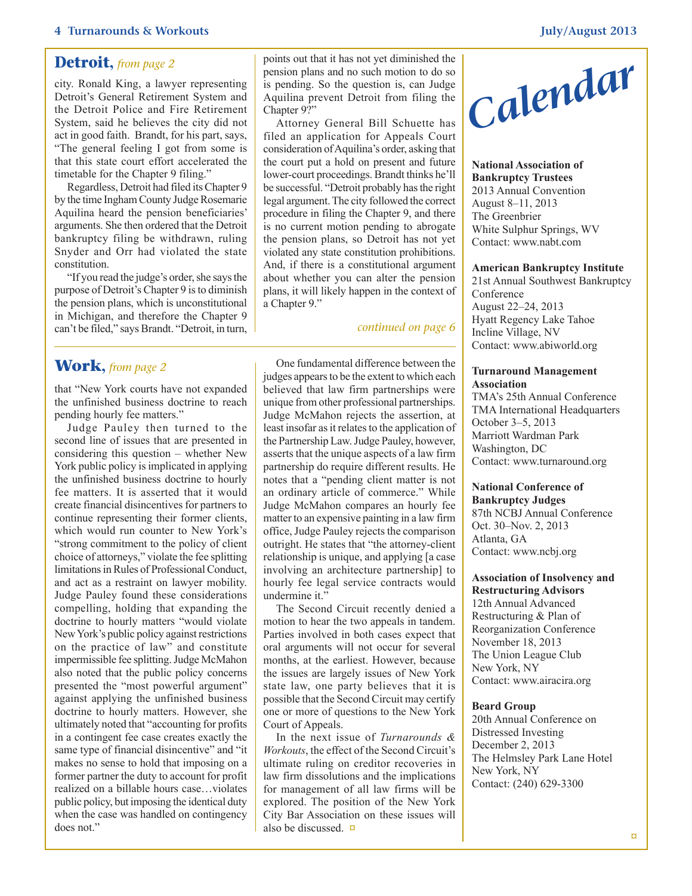## Detroit, *from page 2*

city. Ronald King, a lawyer representing Detroit's General Retirement System and the Detroit Police and Fire Retirement System, said he believes the city did not act in good faith. Brandt, for his part, says, "The general feeling I got from some is that this state court effort accelerated the timetable for the Chapter 9 filing."

Regardless, Detroit had filed its Chapter 9 by the time Ingham County Judge Rosemarie Aquilina heard the pension beneficiaries' arguments. She then ordered that the Detroit bankruptcy filing be withdrawn, ruling Snyder and Orr had violated the state constitution.

"If you read the judge's order, she says the purpose of Detroit's Chapter 9 is to diminish the pension plans, which is unconstitutional in Michigan, and therefore the Chapter 9 can't be filed," says Brandt. "Detroit, in turn, points out that it has not yet diminished the pension plans and no such motion to do so is pending. So the question is, can Judge Aquilina prevent Detroit from filing the Chapter 9?"

Attorney General Bill Schuette has filed an application for Appeals Court consideration of Aquilina's order, asking that the court put a hold on present and future lower-court proceedings. Brandt thinks he'll be successful. "Detroit probably has the right legal argument. The city followed the correct procedure in filing the Chapter 9, and there is no current motion pending to abrogate the pension plans, so Detroit has not yet violated any state constitution prohibitions. And, if there is a constitutional argument about whether you can alter the pension plans, it will likely happen in the context of a Chapter 9."

*continued on page 6*

## Work, *from page 2*

that "New York courts have not expanded the unfinished business doctrine to reach pending hourly fee matters."

Judge Pauley then turned to the second line of issues that are presented in considering this question – whether New York public policy is implicated in applying the unfinished business doctrine to hourly fee matters. It is asserted that it would create financial disincentives for partners to continue representing their former clients, which would run counter to New York's "strong commitment to the policy of client choice of attorneys," violate the fee splitting limitations in Rules of Professional Conduct, and act as a restraint on lawyer mobility. Judge Pauley found these considerations compelling, holding that expanding the doctrine to hourly matters "would violate New York's public policy against restrictions on the practice of law" and constitute impermissible fee splitting. Judge McMahon also noted that the public policy concerns presented the "most powerful argument" against applying the unfinished business doctrine to hourly matters. However, she ultimately noted that "accounting for profits in a contingent fee case creates exactly the same type of financial disincentive" and "it makes no sense to hold that imposing on a former partner the duty to account for profit realized on a billable hours case…violates public policy, but imposing the identical duty when the case was handled on contingency does not."

One fundamental difference between the judges appears to be the extent to which each believed that law firm partnerships were unique from other professional partnerships. Judge McMahon rejects the assertion, at least insofar as it relates to the application of the Partnership Law. Judge Pauley, however, asserts that the unique aspects of a law firm partnership do require different results. He notes that a "pending client matter is not an ordinary article of commerce." While Judge McMahon compares an hourly fee matter to an expensive painting in a law firm office, Judge Pauley rejects the comparison outright. He states that "the attorney-client relationship is unique, and applying [a case involving an architecture partnership] to hourly fee legal service contracts would undermine it."

The Second Circuit recently denied a motion to hear the two appeals in tandem. Parties involved in both cases expect that oral arguments will not occur for several months, at the earliest. However, because the issues are largely issues of New York state law, one party believes that it is possible that the Second Circuit may certify one or more of questions to the New York Court of Appeals.

In the next issue of *Turnarounds & Workouts*, the effect of the Second Circuit's ultimate ruling on creditor recoveries in law firm dissolutions and the implications for management of all law firms will be explored. The position of the New York City Bar Association on these issues will also be discussed. ¤

# Calendar

**National Association of Bankruptcy Trustees**
2013 Annual Convention
August 8–11, 2013
The Greenbrier
White Sulphur Springs, WV
Contact: www.nabt.com

**American Bankruptcy Institute**
21st Annual Southwest Bankruptcy Conference
August 22–24, 2013
Hyatt Regency Lake Tahoe
Incline Village, NV
Contact: www.abiworld.org

**Turnaround Management Association**
TMA's 25th Annual Conference
TMA International Headquarters
October 3–5, 2013
Marriott Wardman Park
Washington, DC
Contact: www.turnaround.org

**National Conference of Bankruptcy Judges**
87th NCBJ Annual Conference
Oct. 30–Nov. 2, 2013
Atlanta, GA
Contact: www.ncbj.org

**Association of Insolvency and Restructuring Advisors**
12th Annual Advanced Restructuring & Plan of Reorganization Conference
November 18, 2013
The Union League Club
New York, NY
Contact: www.airacira.org

**Beard Group**
20th Annual Conference on Distressed Investing
December 2, 2013
The Helmsley Park Lane Hotel
New York, NY
Contact: (240) 629-3300

¤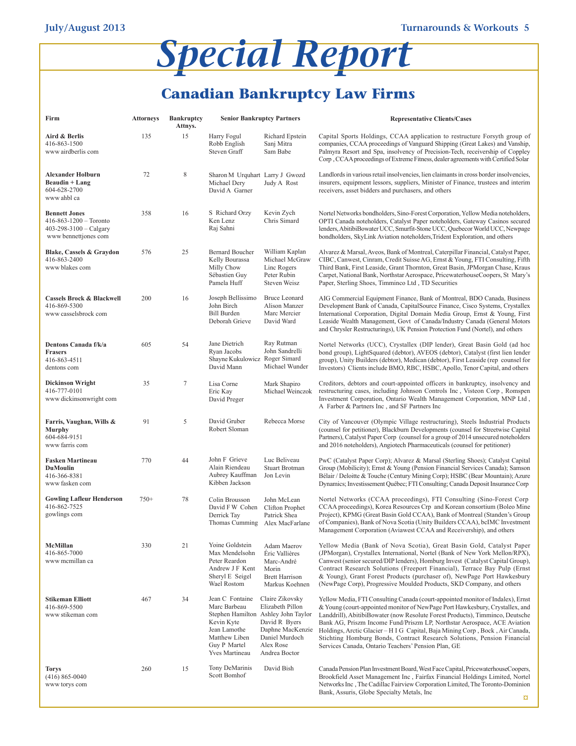# Special Report

## Canadian Bankruptcy Law Firms

| Firm | Attorneys | Bankruptcy Attns. | Senior Bankruptcy Partners | | Representative Clients/Cases |
|---|---|---|---|---|---|
| **Aird & Berlis**<br>416-863-1500<br>www airdberlis com | 135 | 15 | Harry Fogul<br>Robb English<br>Steven Graff | Richard Epstein<br>Sanj Mitra<br>Sam Babe | Capital Sports Holdings, CCAA application to restructure Forsyth group of companies, CCAA proceedings of Vanguard Shipping (Great Lakes) and Vanship, Palmyra Resort and Spa, insolvency of Precision-Tech, receivership of Coppley Corp , CCAA proceedings of Extreme Fitness, dealer agreements with Certified Solar |
| **Alexander Holburn Beaudin + Lang**<br>604-628-2700<br>www ahbl ca | 72 | 8 | Sharon M Urquhart<br>Michael Dery<br>David A Garner | Larry J Gwozd<br>Judy A Rost | Landlords in various retail insolvencies, lien claimants in cross border insolvencies, insurers, equipment lessors, suppliers, Minister of Finance, trustees and interim receivers, asset bidders and purchasers, and others |
| **Bennett Jones**<br>416-863-1200 – Toronto<br>403-298-3100 – Calgary<br>www bennettjones com | 358 | 16 | S Richard Orzy<br>Ken Lenz<br>Raj Sahni | Kevin Zych<br>Chris Simard | Nortel Networks bondholders, Sino-Forest Corporation, Yellow Media noteholders, OPTI Canada noteholders, Catalyst Paper noteholders, Gateway Casinos secured lenders, AbitibiBowater UCC, Smurfit-Stone UCC, Quebecor World UCC, Newpage bondholders, SkyLink Aviation noteholders,Trident Exploration, and others |
| **Blake, Cassels & Graydon**<br>416-863-2400<br>www blakes com | 576 | 25 | Bernard Boucher<br>Kelly Bourassa<br>Milly Chow<br>Sébastien Guy<br>Pamela Huff | William Kaplan<br>Michael McGraw<br>Linc Rogers<br>Peter Rubin<br>Steven Weisz | Alvarez & Marsal, Aveos, Bank of Montreal, Caterpillar Financial, Catalyst Paper, CIBC, Canwest, Cinram, Credit Suisse AG, Ernst & Young, FTI Consulting, Fifth Third Bank, First Leaside, Grant Thornton, Great Basin, JPMorgan Chase, Kraus Carpet, National Bank, Northstar Aerospace, PricewaterhouseCoopers, St Mary's Paper, Sterling Shoes, Timminco Ltd , TD Securities |
| **Cassels Brock & Blackwell**<br>416-869-5300<br>www casselsbrock com | 200 | 16 | Joseph Bellissimo<br>John Birch<br>Bill Burden<br>Deborah Grieve | Bruce Leonard<br>Alison Manzer<br>Marc Mercier<br>David Ward | AIG Commercial Equipment Finance, Bank of Montreal, BDO Canada, Business Development Bank of Canada, CapitalSource Finance, Cisco Systems, Crystallex International Corporation, Digital Domain Media Group, Ernst & Young, First Leaside Wealth Management, Govt of Canada/Industry Canada (General Motors and Chrysler Restructurings), UK Pension Protection Fund (Nortel), and others |
| **Dentons Canada f/k/a Frasers**<br>416-863-4511<br>dentons com | 605 | 54 | Jane Dietrich<br>Ryan Jacobs<br>Shayne Kukulowicz<br>David Mann | Ray Rutman<br>John Sandrelli<br>Roger Simard<br>Michael Wunder | Nortel Networks (UCC), Crystallex (DIP lender), Great Basin Gold (ad hoc bond group), LightSquared (debtor), AVEOS (debtor), Catalyst (first lien lender group), Unity Builders (debtor), Medican (debtor), First Leaside (rep counsel for Investors) Clients include BMO, RBC, HSBC, Apollo, Tenor Capital, and others |
| **Dickinson Wright**<br>416-777-0101<br>www dickinsonwright com | 35 | 7 | Lisa Corne<br>Eric Kay<br>David Preger | Mark Shapiro<br>Michael Weinczok | Creditors, debtors and court-appointed officers in bankruptcy, insolvency and restructuring cases, including Johnson Controls Inc , Visteon Corp , Romspen Investment Corporation, Ontario Wealth Management Corporation, MNP Ltd , A Farber & Partners Inc , and SF Partners Inc |
| **Farris, Vaughan, Wills & Murphy**<br>604-684-9151<br>www farris com | 91 | 5 | David Gruber<br>Robert Sloman | Rebecca Morse | City of Vancouver (Olympic Village restructuring), Steels Industrial Products (counsel for petitioner), Blackburn Developments (counsel for Streetwise Capital Partners), Catalyst Paper Corp (counsel for a group of 2014 unsecured noteholders and 2016 noteholders), Angiotech Pharmaceuticals (counsel for petitioner) |
| **Fasken Martineau DuMoulin**<br>416-366-8381<br>www fasken com | 770 | 44 | John F Grieve<br>Alain Riendeau<br>Aubrey Kauffman<br>Kibben Jackson | Luc Beliveau<br>Stuart Brotman<br>Jon Levin | PwC (Catalyst Paper Corp); Alvarez & Marsal (Sterling Shoes); Catalyst Capital Group (Mobilicity); Ernst & Young (Pension Financial Services Canada); Samson Bélair / Deloitte & Touche (Century Mining Corp); HSBC (Bear Mountain); Azure Dynamics; Investissement Québec; FTI Consulting; Canada Deposit Insurance Corp |
| **Gowling Lafleur Henderson**<br>416-862-7525<br>gowlings com | 750+ | 78 | Colin Brousson<br>David F W Cohen<br>Derrick Tay<br>Thomas Cumming | John McLean<br>Clifton Prophet<br>Patrick Shea<br>Alex MacFarlane | Nortel Networks (CCAA proceedings), FTI Consulting (Sino-Forest Corp CCAA proceedings), Korea Resources Crp and Korean consortium (Boleo Mine Project), KPMG (Great Basin Gold CCAA), Bank of Montreal (Standen's Group of Companies), Bank of Nova Scotia (Unity Builders CCAA), bcIMC Investment Management Corporation (Aviawest CCAA and Receivership), and others |
| **McMillan**<br>416-865-7000<br>www mcmillan ca | 330 | 21 | Yoine Goldstein<br>Max Mendelsohn<br>Peter Reardon<br>Andrew J F Kent<br>Sheryl E Seigel<br>Wael Rostom | Adam Maerov<br>Éric Vallières<br>Marc-André Morin<br>Brett Harrison<br>Markus Koehnen | Yellow Media (Bank of Nova Scotia), Great Basin Gold, Catalyst Paper (JPMorgan), Crystallex International, Nortel (Bank of New York Mellon/RPX), Canwest (senior secured/DIP lenders), Homburg Invest (Catalyst Capital Group), Contract Research Solutions (Freeport Financial), Terrace Bay Pulp (Ernst & Young), Grant Forest Products (purchaser of), NewPage Port Hawkesbury (NewPage Corp), Progressive Moulded Products, SKD Company, and others |
| **Stikeman Elliott**<br>416-869-5500<br>www stikeman com | 467 | 34 | Jean C Fontaine<br>Marc Barbeau<br>Stephen Hamilton<br>Kevin Kyte<br>Jean Lamothe<br>Matthew Liben<br>Guy P Martel<br>Yves Martineau | Claire Zikovsky<br>Elizabeth Pillon<br>Ashley John Taylor<br>David R Byers<br>Daphne MacKenzie<br>Daniel Murdoch<br>Alex Rose<br>Andrea Boctor | Yellow Media, FTI Consulting Canada (court-appointed monitor of Indalex), Ernst & Young (court-appointed monitor of NewPage Port Hawkesbury, Crystallex, and Landdrill), AbitibiBowater (now Resolute Forest Products), Timminco, Deutsche Bank AG, Priszm Income Fund/Priszm LP, Northstar Aerospace, ACE Aviation Holdings, Arctic Glacier – H I G Capital, Baja Mining Corp , Bock , Air Canada, Stichting Homburg Bonds, Contract Research Solutions, Pension Financial Services Canada, Ontario Teachers' Pension Plan, GE |
| **Torys**<br>(416) 865-0040<br>www torys com | 260 | 15 | Tony DeMarinis<br>Scott Bomhof | David Bish | Canada Pension Plan Investment Board, West Face Capital, PricewaterhouseCoopers, Brookfield Asset Management Inc , Fairfax Financial Holdings Limited, Nortel Networks Inc , The Cadillac Fairview Corporation Limited, The Toronto-Dominion Bank, Assuris, Globe Specialty Metals, Inc |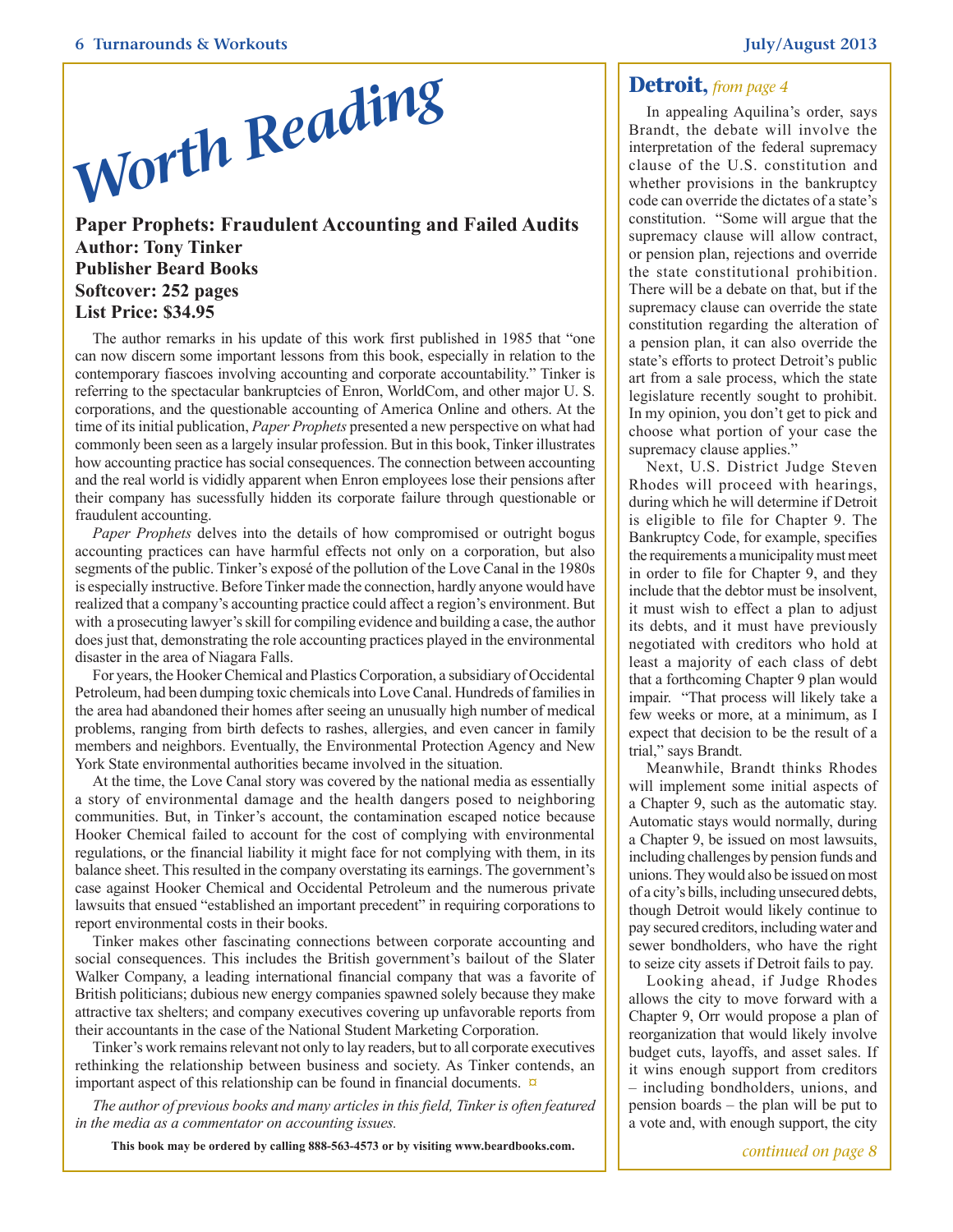# Worth Reading

**Paper Prophets: Fraudulent Accounting and Failed Audits**
**Author: Tony Tinker**
**Publisher Beard Books**
**Softcover: 252 pages**
**List Price: $34.95**

The author remarks in his update of this work first published in 1985 that "one can now discern some important lessons from this book, especially in relation to the contemporary fiascoes involving accounting and corporate accountability." Tinker is referring to the spectacular bankruptcies of Enron, WorldCom, and other major U. S. corporations, and the questionable accounting of America Online and others. At the time of its initial publication, *Paper Prophets* presented a new perspective on what had commonly been seen as a largely insular profession. But in this book, Tinker illustrates how accounting practice has social consequences. The connection between accounting and the real world is vididly apparent when Enron employees lose their pensions after their company has sucessfully hidden its corporate failure through questionable or fraudulent accounting.

*Paper Prophets* delves into the details of how compromised or outright bogus accounting practices can have harmful effects not only on a corporation, but also segments of the public. Tinker's exposé of the pollution of the Love Canal in the 1980s is especially instructive. Before Tinker made the connection, hardly anyone would have realized that a company's accounting practice could affect a region's environment. But with a prosecuting lawyer's skill for compiling evidence and building a case, the author does just that, demonstrating the role accounting practices played in the environmental disaster in the area of Niagara Falls.

For years, the Hooker Chemical and Plastics Corporation, a subsidiary of Occidental Petroleum, had been dumping toxic chemicals into Love Canal. Hundreds of families in the area had abandoned their homes after seeing an unusually high number of medical problems, ranging from birth defects to rashes, allergies, and even cancer in family members and neighbors. Eventually, the Environmental Protection Agency and New York State environmental authorities became involved in the situation.

At the time, the Love Canal story was covered by the national media as essentially a story of environmental damage and the health dangers posed to neighboring communities. But, in Tinker's account, the contamination escaped notice because Hooker Chemical failed to account for the cost of complying with environmental regulations, or the financial liability it might face for not complying with them, in its balance sheet. This resulted in the company overstating its earnings. The government's case against Hooker Chemical and Occidental Petroleum and the numerous private lawsuits that ensued "established an important precedent" in requiring corporations to report environmental costs in their books.

Tinker makes other fascinating connections between corporate accounting and social consequences. This includes the British government's bailout of the Slater Walker Company, a leading international financial company that was a favorite of British politicians; dubious new energy companies spawned solely because they make attractive tax shelters; and company executives covering up unfavorable reports from their accountants in the case of the National Student Marketing Corporation.

Tinker's work remains relevant not only to lay readers, but to all corporate executives rethinking the relationship between business and society. As Tinker contends, an important aspect of this relationship can be found in financial documents. ¤

*The author of previous books and many articles in this field, Tinker is often featured in the media as a commentator on accounting issues.*

**This book may be ordered by calling 888-563-4573 or by visiting www.beardbooks.com.**

## Detroit, *from page 4*

In appealing Aquilina's order, says Brandt, the debate will involve the interpretation of the federal supremacy clause of the U.S. constitution and whether provisions in the bankruptcy code can override the dictates of a state's constitution. "Some will argue that the supremacy clause will allow contract, or pension plan, rejections and override the state constitutional prohibition. There will be a debate on that, but if the supremacy clause can override the state constitution regarding the alteration of a pension plan, it can also override the state's efforts to protect Detroit's public art from a sale process, which the state legislature recently sought to prohibit. In my opinion, you don't get to pick and choose what portion of your case the supremacy clause applies."

Next, U.S. District Judge Steven Rhodes will proceed with hearings, during which he will determine if Detroit is eligible to file for Chapter 9. The Bankruptcy Code, for example, specifies the requirements a municipality must meet in order to file for Chapter 9, and they include that the debtor must be insolvent, it must wish to effect a plan to adjust its debts, and it must have previously negotiated with creditors who hold at least a majority of each class of debt that a forthcoming Chapter 9 plan would impair. "That process will likely take a few weeks or more, at a minimum, as I expect that decision to be the result of a trial," says Brandt.

Meanwhile, Brandt thinks Rhodes will implement some initial aspects of a Chapter 9, such as the automatic stay. Automatic stays would normally, during a Chapter 9, be issued on most lawsuits, including challenges by pension funds and unions. They would also be issued on most of a city's bills, including unsecured debts, though Detroit would likely continue to pay secured creditors, including water and sewer bondholders, who have the right to seize city assets if Detroit fails to pay.

Looking ahead, if Judge Rhodes allows the city to move forward with a Chapter 9, Orr would propose a plan of reorganization that would likely involve budget cuts, layoffs, and asset sales. If it wins enough support from creditors – including bondholders, unions, and pension boards – the plan will be put to a vote and, with enough support, the city

*continued on page 8*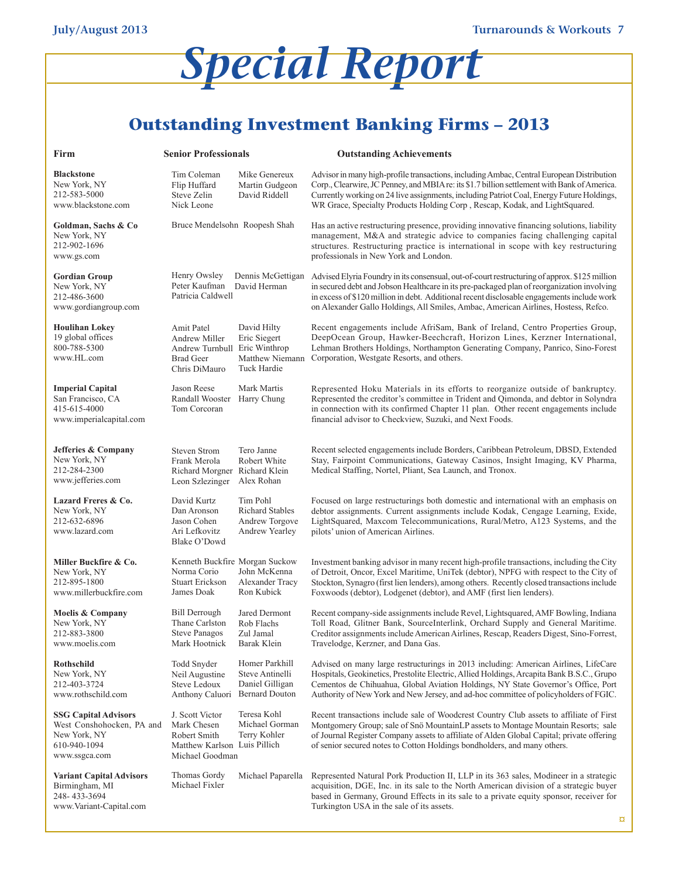# Special Report

## Outstanding Investment Banking Firms – 2013

| Firm | Senior Professionals | Outstanding Achievements |
|---|---|---|
| **Blackstone**<br>New York, NY<br>212-583-5000<br>www.blackstone.com | Tim Coleman, Flip Huffard, Steve Zelin, Nick Leone, Mike Genereux, Martin Gudgeon, David Riddell | Advisor in many high-profile transactions, including Ambac, Central European Distribution Corp., Clearwire, JC Penney, and MBIA re: its $1.7 billion settlement with Bank of America. Currently working on 24 live assignments, including Patriot Coal, Energy Future Holdings, WR Grace, Specialty Products Holding Corp , Rescap, Kodak, and LightSquared. |
| **Goldman, Sachs & Co**<br>New York, NY<br>212-902-1696<br>www.gs.com | Bruce Mendelsohn, Roopesh Shah | Has an active restructuring presence, providing innovative financing solutions, liability management, M&A and strategic advice to companies facing challenging capital structures. Restructuring practice is international in scope with key restructuring professionals in New York and London. |
| **Gordian Group**<br>New York, NY<br>212-486-3600<br>www.gordiangroup.com | Henry Owsley, Peter Kaufman, Patricia Caldwell, Dennis McGettigan, David Herman | Advised Elyria Foundry in its consensual, out-of-court restructuring of approx. $125 million in secured debt and Jobson Healthcare in its pre-packaged plan of reorganization involving in excess of $120 million in debt. Additional recent disclosable engagements include work on Alexander Gallo Holdings, All Smiles, Ambac, American Airlines, Hostess, Refco. |
| **Houlihan Lokey**<br>19 global offices<br>800-788-5300<br>www.HL.com | Amit Patel, Andrew Miller, Andrew Turnbull, Brad Geer, Chris DiMauro, David Hilty, Eric Siegert, Eric Winthrop, Matthew Niemann, Tuck Hardie | Recent engagements include AfriSam, Bank of Ireland, Centro Properties Group, DeepOcean Group, Hawker-Beechcraft, Horizon Lines, Kerzner International, Lehman Brothers Holdings, Northampton Generating Company, Panrico, Sino-Forest Corporation, Westgate Resorts, and others. |
| **Imperial Capital**<br>San Francisco, CA<br>415-615-4000<br>www.imperialcapital.com | Jason Reese, Randall Wooster, Tom Corcoran, Mark Martis, Harry Chung | Represented Hoku Materials in its efforts to reorganize outside of bankruptcy. Represented the creditor's committee in Trident and Qimonda, and debtor in Solyndra in connection with its confirmed Chapter 11 plan. Other recent engagements include financial advisor to Checkview, Suzuki, and Next Foods. |
| **Jefferies & Company**<br>New York, NY<br>212-284-2300<br>www.jefferies.com | Steven Strom, Frank Merola, Richard Morgner, Leon Szlezinger, Tero Janne, Robert White, Richard Klein, Alex Rohan | Recent selected engagements include Borders, Caribbean Petroleum, DBSD, Extended Stay, Fairpoint Communications, Gateway Casinos, Insight Imaging, KV Pharma, Medical Staffing, Nortel, Pliant, Sea Launch, and Tronox. |
| **Lazard Freres & Co.**<br>New York, NY<br>212-632-6896<br>www.lazard.com | David Kurtz, Dan Aronson, Jason Cohen, Ari Lefkovitz, Blake O'Dowd, Tim Pohl, Richard Stables, Andrew Torgove, Andrew Yearley | Focused on large restructurings both domestic and international with an emphasis on debtor assignments. Current assignments include Kodak, Cengage Learning, Exide, LightSquared, Maxcom Telecommunications, Rural/Metro, A123 Systems, and the pilots' union of American Airlines. |
| **Miller Buckfire & Co.**<br>New York, NY<br>212-895-1800<br>www.millerbuckfire.com | Kenneth Buckfire, Norma Corio, Stuart Erickson, James Doak, Morgan Suckow, John McKenna, Alexander Tracy, Ron Kubick | Investment banking advisor in many recent high-profile transactions, including the City of Detroit, Oncor, Excel Maritime, UniTek (debtor), NPFG with respect to the City of Stockton, Synagro (first lien lenders), among others. Recently closed transactions include Foxwoods (debtor), Lodgenet (debtor), and AMF (first lien lenders). |
| **Moelis & Company**<br>New York, NY<br>212-883-3800<br>www.moelis.com | Bill Derrough, Thane Carlston, Steve Panagos, Mark Hootnick, Jared Dermont, Rob Flachs, Zul Jamal, Barak Klein | Recent company-side assignments include Revel, Lightsquared, AMF Bowling, Indiana Toll Road, Glitner Bank, SourceInterlink, Orchard Supply and General Maritime. Creditor assignments include American Airlines, Rescap, Readers Digest, Sino-Forrest, Travelodge, Kerzner, and Dana Gas. |
| **Rothschild**<br>New York, NY<br>212-403-3724<br>www.rothschild.com | Todd Snyder, Neil Augustine, Steve Ledoux, Anthony Caluori, Homer Parkhill, Steve Antinelli, Daniel Gilligan, Bernard Douton | Advised on many large restructurings in 2013 including: American Airlines, LifeCare Hospitals, Geokinetics, Prestolite Electric, Allied Holdings, Arcapita Bank B.S.C., Grupo Cementos de Chihuahua, Global Aviation Holdings, NY State Governor's Office, Port Authority of New York and New Jersey, and ad-hoc committee of policyholders of FGIC. |
| **SSG Capital Advisors**<br>West Conshohocken, PA and New York, NY<br>610-940-1094<br>www.ssgca.com | J. Scott Victor, Mark Chesen, Robert Smith, Matthew Karlson, Michael Goodman, Teresa Kohl, Michael Gorman, Terry Kohler, Luis Pillich | Recent transactions include sale of Woodcrest Country Club assets to affiliate of First Montgomery Group; sale of Snö MountainLP assets to Montage Mountain Resorts; sale of Journal Register Company assets to affiliate of Alden Global Capital; private offering of senior secured notes to Cotton Holdings bondholders, and many others. |
| **Variant Capital Advisors**<br>Birmingham, MI<br>248- 433-3694<br>www.Variant-Capital.com | Thomas Gordy, Michael Fixler, Michael Paparella | Represented Natural Pork Production II, LLP in its 363 sales, Modineer in a strategic acquisition, DGE, Inc. in its sale to the North American division of a strategic buyer based in Germany, Ground Effects in its sale to a private equity sponsor, receiver for Turkington USA in the sale of its assets. |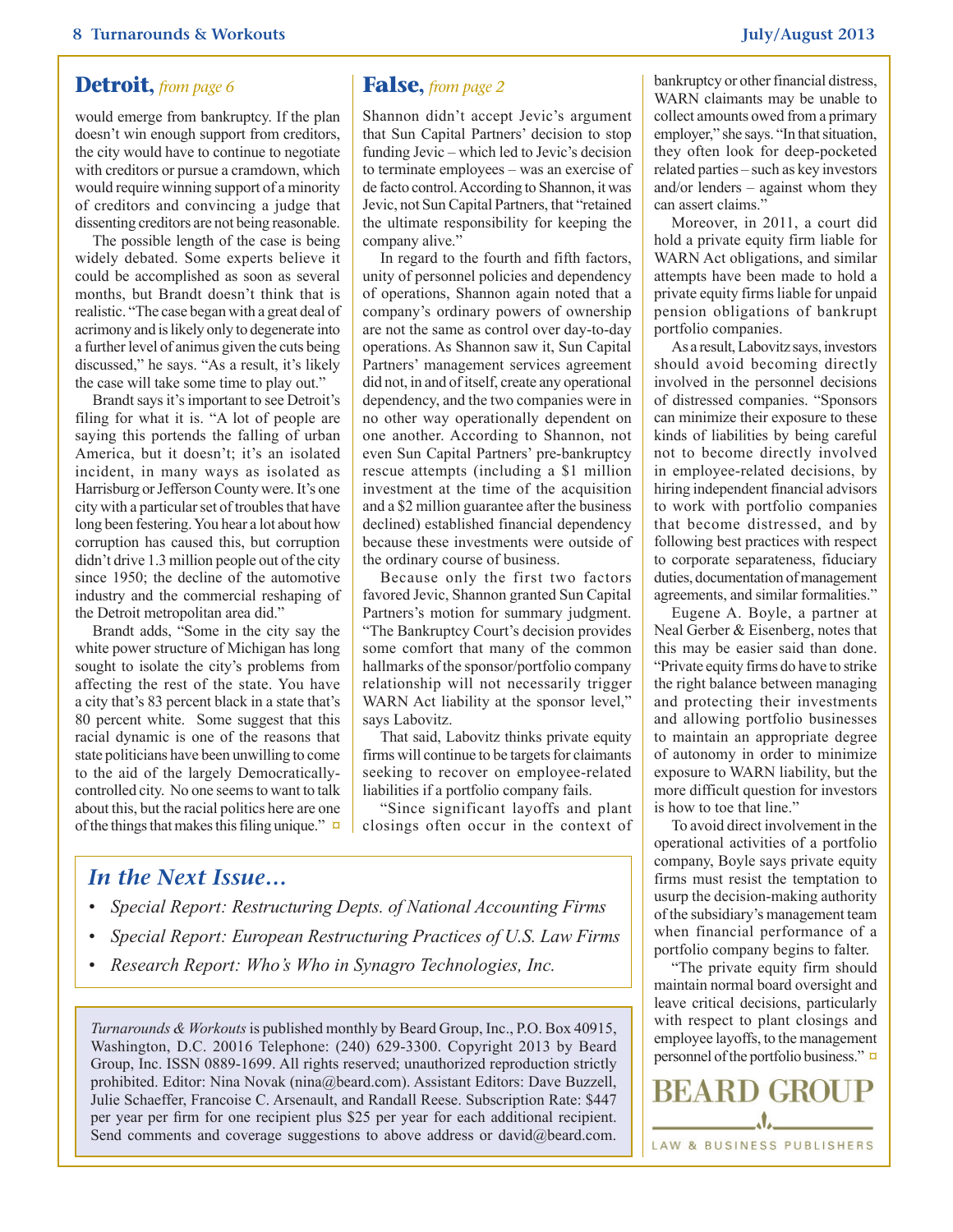## Detroit, *from page 6*

would emerge from bankruptcy. If the plan doesn't win enough support from creditors, the city would have to continue to negotiate with creditors or pursue a cramdown, which would require winning support of a minority of creditors and convincing a judge that dissenting creditors are not being reasonable.

The possible length of the case is being widely debated. Some experts believe it could be accomplished as soon as several months, but Brandt doesn't think that is realistic. "The case began with a great deal of acrimony and is likely only to degenerate into a further level of animus given the cuts being discussed," he says. "As a result, it's likely the case will take some time to play out."

Brandt says it's important to see Detroit's filing for what it is. "A lot of people are saying this portends the falling of urban America, but it doesn't; it's an isolated incident, in many ways as isolated as Harrisburg or Jefferson County were. It's one city with a particular set of troubles that have long been festering. You hear a lot about how corruption has caused this, but corruption didn't drive 1.3 million people out of the city since 1950; the decline of the automotive industry and the commercial reshaping of the Detroit metropolitan area did."

Brandt adds, "Some in the city say the white power structure of Michigan has long sought to isolate the city's problems from affecting the rest of the state. You have a city that's 83 percent black in a state that's 80 percent white. Some suggest that this racial dynamic is one of the reasons that state politicians have been unwilling to come to the aid of the largely Democratically-controlled city. No one seems to want to talk about this, but the racial politics here are one of the things that makes this filing unique." ¤

## False, *from page 2*

Shannon didn't accept Jevic's argument that Sun Capital Partners' decision to stop funding Jevic – which led to Jevic's decision to terminate employees – was an exercise of de facto control. According to Shannon, it was Jevic, not Sun Capital Partners, that "retained the ultimate responsibility for keeping the company alive."

In regard to the fourth and fifth factors, unity of personnel policies and dependency of operations, Shannon again noted that a company's ordinary powers of ownership are not the same as control over day-to-day operations. As Shannon saw it, Sun Capital Partners' management services agreement did not, in and of itself, create any operational dependency, and the two companies were in no other way operationally dependent on one another. According to Shannon, not even Sun Capital Partners' pre-bankruptcy rescue attempts (including a $1 million investment at the time of the acquisition and a $2 million guarantee after the business declined) established financial dependency because these investments were outside of the ordinary course of business.

Because only the first two factors favored Jevic, Shannon granted Sun Capital Partners's motion for summary judgment. "The Bankruptcy Court's decision provides some comfort that many of the common hallmarks of the sponsor/portfolio company relationship will not necessarily trigger WARN Act liability at the sponsor level," says Labovitz.

That said, Labovitz thinks private equity firms will continue to be targets for claimants seeking to recover on employee-related liabilities if a portfolio company fails.

"Since significant layoffs and plant closings often occur in the context of bankruptcy or other financial distress, WARN claimants may be unable to collect amounts owed from a primary employer," she says. "In that situation, they often look for deep-pocketed related parties – such as key investors and/or lenders – against whom they can assert claims."

Moreover, in 2011, a court did hold a private equity firm liable for WARN Act obligations, and similar attempts have been made to hold a private equity firms liable for unpaid pension obligations of bankrupt portfolio companies.

As a result, Labovitz says, investors should avoid becoming directly involved in the personnel decisions of distressed companies. "Sponsors can minimize their exposure to these kinds of liabilities by being careful not to become directly involved in employee-related decisions, by hiring independent financial advisors to work with portfolio companies that become distressed, and by following best practices with respect to corporate separateness, fiduciary duties, documentation of management agreements, and similar formalities."

Eugene A. Boyle, a partner at Neal Gerber & Eisenberg, notes that this may be easier said than done. "Private equity firms do have to strike the right balance between managing and protecting their investments and allowing portfolio businesses to maintain an appropriate degree of autonomy in order to minimize exposure to WARN liability, but the more difficult question for investors is how to toe that line."

To avoid direct involvement in the operational activities of a portfolio company, Boyle says private equity firms must resist the temptation to usurp the decision-making authority of the subsidiary's management team when financial performance of a portfolio company begins to falter.

"The private equity firm should maintain normal board oversight and leave critical decisions, particularly with respect to plant closings and employee layoffs, to the management personnel of the portfolio business." ¤

### *In the Next Issue…*

- *Special Report: Restructuring Depts. of National Accounting Firms*
- *Special Report: European Restructuring Practices of U.S. Law Firms*
- *Research Report: Who's Who in Synagro Technologies, Inc.*

*Turnarounds & Workouts* is published monthly by Beard Group, Inc., P.O. Box 40915, Washington, D.C. 20016 Telephone: (240) 629-3300. Copyright 2013 by Beard Group, Inc. ISSN 0889-1699. All rights reserved; unauthorized reproduction strictly prohibited. Editor: Nina Novak (nina@beard.com). Assistant Editors: Dave Buzzell, Julie Schaeffer, Francoise C. Arsenault, and Randall Reese. Subscription Rate: $447 per year per firm for one recipient plus $25 per year for each additional recipient. Send comments and coverage suggestions to above address or david@beard.com.

BEARD GROUP

LAW & BUSINESS PUBLISHERS